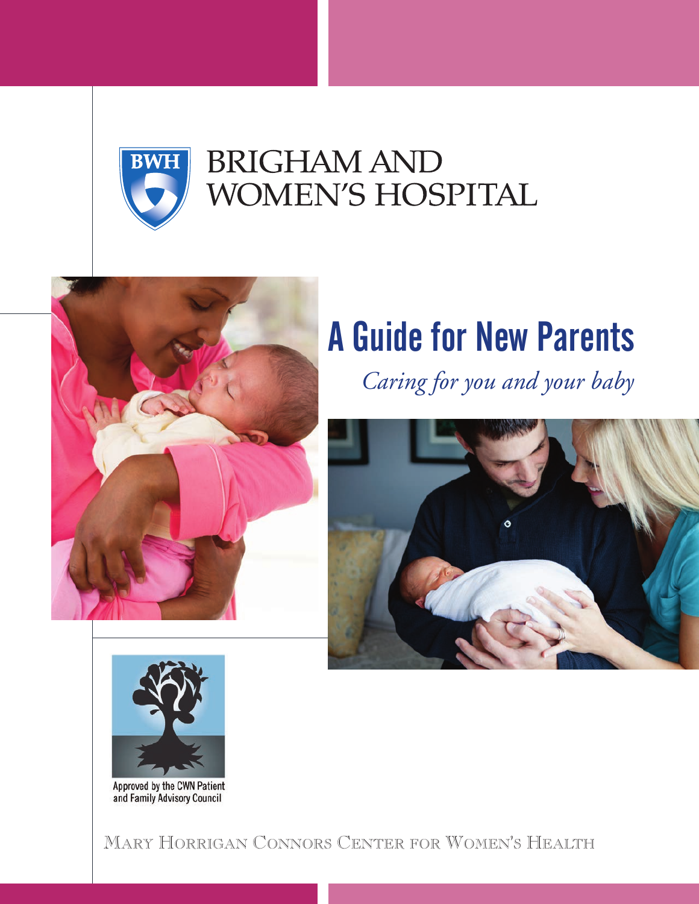BRIGHAM AND WOMEN'S HOSPITAL

# A Guide for New Parents

*Caring for you and your baby*

Approved by the CWN Patient and Family Advisory Council

MARY HORRIGAN CONNORS CENTER FOR WOMEN'S HEALTH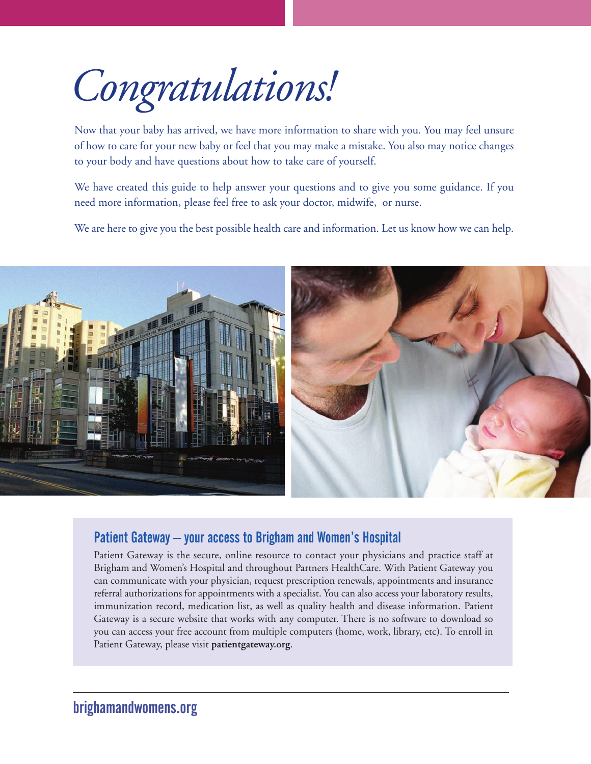# *Congratulations!*

Now that your baby has arrived, we have more information to share with you. You may feel unsure of how to care for your new baby or feel that you may make a mistake. You also may notice changes to your body and have questions about how to take care of yourself.

We have created this guide to help answer your questions and to give you some guidance. If you need more information, please feel free to ask your doctor, midwife, or nurse.

We are here to give you the best possible health care and information. Let us know how we can help.

## Patient Gateway – your access to Brigham and Women's Hospital

Patient Gateway is the secure, online resource to contact your physicians and practice staff at Brigham and Women's Hospital and throughout Partners HealthCare. With Patient Gateway you can communicate with your physician, request prescription renewals, appointments and insurance referral authorizations for appointments with a specialist. You can also access your laboratory results, immunization record, medication list, as well as quality health and disease information. Patient Gateway is a secure website that works with any computer. There is no software to download so you can access your free account from multiple computers (home, work, library, etc). To enroll in Patient Gateway, please visit **patientgateway.org**.

brighamandwomens.org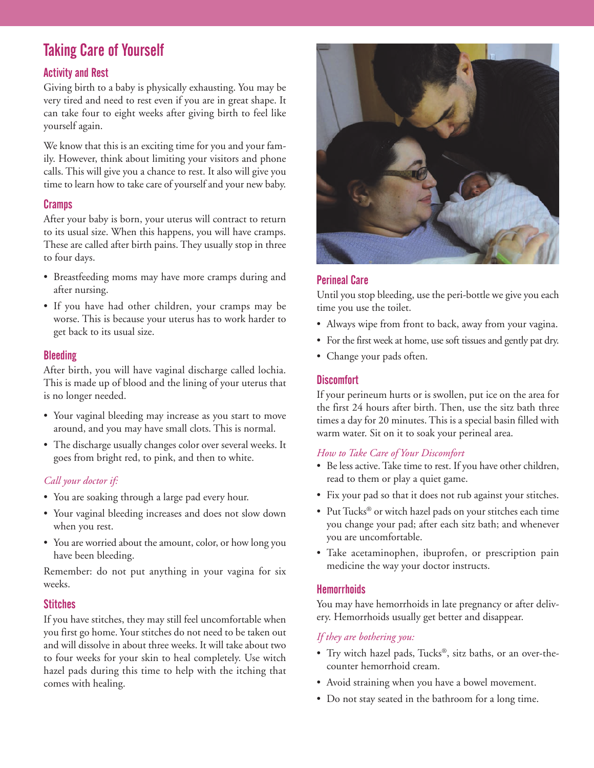# Taking Care of Yourself

## Activity and Rest

Giving birth to a baby is physically exhausting. You may be very tired and need to rest even if you are in great shape. It can take four to eight weeks after giving birth to feel like yourself again.

We know that this is an exciting time for you and your family. However, think about limiting your visitors and phone calls. This will give you a chance to rest. It also will give you time to learn how to take care of yourself and your new baby.

## Cramps

After your baby is born, your uterus will contract to return to its usual size. When this happens, you will have cramps. These are called after birth pains. They usually stop in three to four days.

- Breastfeeding moms may have more cramps during and after nursing.
- If you have had other children, your cramps may be worse. This is because your uterus has to work harder to get back to its usual size.

## Bleeding

After birth, you will have vaginal discharge called lochia. This is made up of blood and the lining of your uterus that is no longer needed.

- Your vaginal bleeding may increase as you start to move around, and you may have small clots. This is normal.
- The discharge usually changes color over several weeks. It goes from bright red, to pink, and then to white.

*Call your doctor if:*

- You are soaking through a large pad every hour.
- Your vaginal bleeding increases and does not slow down when you rest.
- You are worried about the amount, color, or how long you have been bleeding.

Remember: do not put anything in your vagina for six weeks.

## Stitches

If you have stitches, they may still feel uncomfortable when you first go home. Your stitches do not need to be taken out and will dissolve in about three weeks. It will take about two to four weeks for your skin to heal completely. Use witch hazel pads during this time to help with the itching that comes with healing.

## Perineal Care

Until you stop bleeding, use the peri-bottle we give you each time you use the toilet.

- Always wipe from front to back, away from your vagina.
- For the first week at home, use soft tissues and gently pat dry.
- Change your pads often.

## Discomfort

If your perineum hurts or is swollen, put ice on the area for the first 24 hours after birth. Then, use the sitz bath three times a day for 20 minutes. This is a special basin filled with warm water. Sit on it to soak your perineal area.

*How to Take Care of Your Discomfort*

- Be less active. Take time to rest. If you have other children, read to them or play a quiet game.
- Fix your pad so that it does not rub against your stitches.
- Put Tucks® or witch hazel pads on your stitches each time you change your pad; after each sitz bath; and whenever you are uncomfortable.
- Take acetaminophen, ibuprofen, or prescription pain medicine the way your doctor instructs.

## Hemorrhoids

You may have hemorrhoids in late pregnancy or after delivery. Hemorrhoids usually get better and disappear.

*If they are bothering you:*

- Try witch hazel pads, Tucks®, sitz baths, or an over-the-counter hemorrhoid cream.
- Avoid straining when you have a bowel movement.
- Do not stay seated in the bathroom for a long time.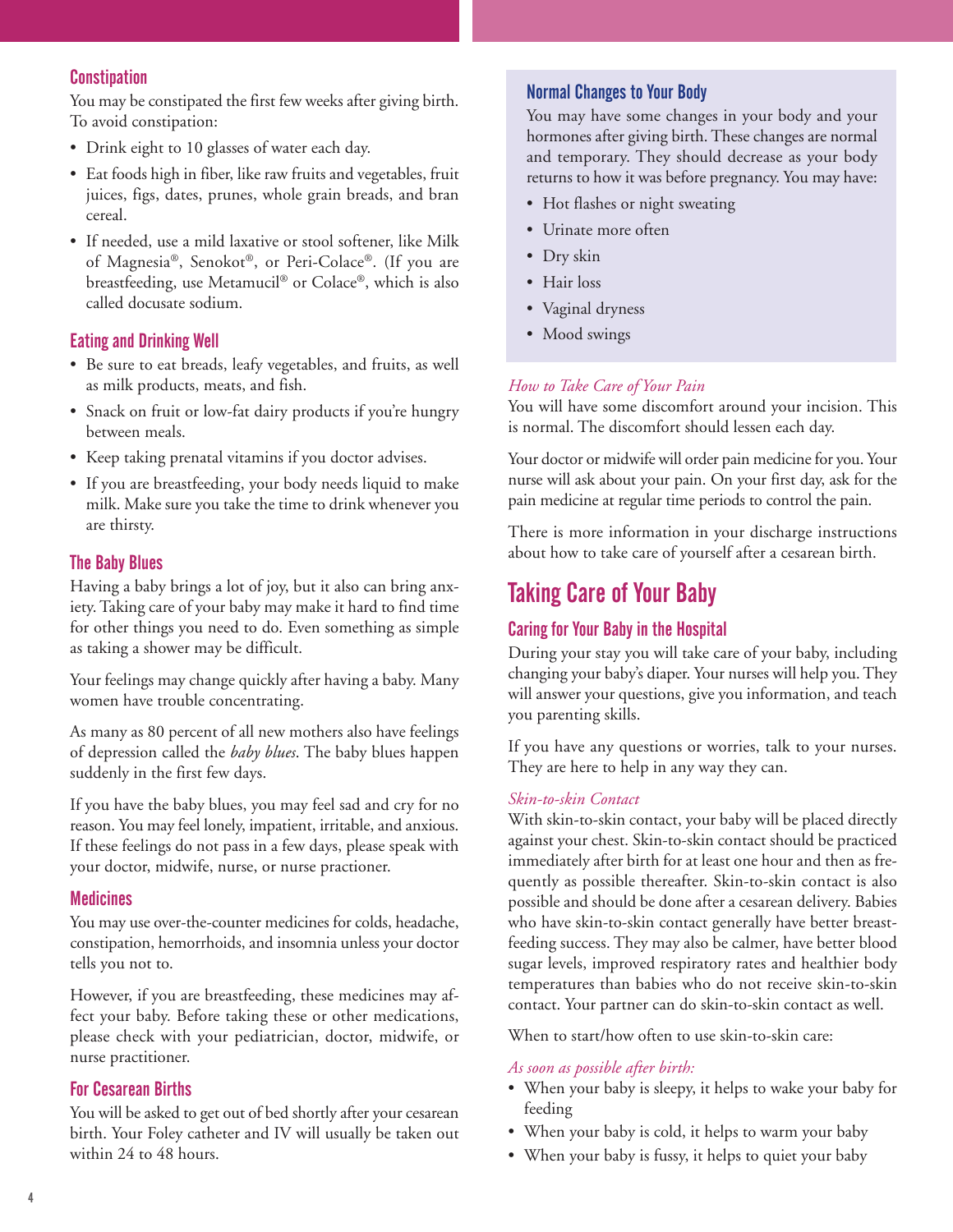### Constipation

You may be constipated the first few weeks after giving birth. To avoid constipation:

- Drink eight to 10 glasses of water each day.
- Eat foods high in fiber, like raw fruits and vegetables, fruit juices, figs, dates, prunes, whole grain breads, and bran cereal.
- If needed, use a mild laxative or stool softener, like Milk of Magnesia®, Senokot®, or Peri-Colace®. (If you are breastfeeding, use Metamucil® or Colace®, which is also called docusate sodium.

### Eating and Drinking Well

- Be sure to eat breads, leafy vegetables, and fruits, as well as milk products, meats, and fish.
- Snack on fruit or low-fat dairy products if you're hungry between meals.
- Keep taking prenatal vitamins if you doctor advises.
- If you are breastfeeding, your body needs liquid to make milk. Make sure you take the time to drink whenever you are thirsty.

### The Baby Blues

Having a baby brings a lot of joy, but it also can bring anxiety. Taking care of your baby may make it hard to find time for other things you need to do. Even something as simple as taking a shower may be difficult.

Your feelings may change quickly after having a baby. Many women have trouble concentrating.

As many as 80 percent of all new mothers also have feelings of depression called the *baby blues*. The baby blues happen suddenly in the first few days.

If you have the baby blues, you may feel sad and cry for no reason. You may feel lonely, impatient, irritable, and anxious. If these feelings do not pass in a few days, please speak with your doctor, midwife, nurse, or nurse practioner.

### Medicines

You may use over-the-counter medicines for colds, headache, constipation, hemorrhoids, and insomnia unless your doctor tells you not to.

However, if you are breastfeeding, these medicines may affect your baby. Before taking these or other medications, please check with your pediatrician, doctor, midwife, or nurse practitioner.

### For Cesarean Births

You will be asked to get out of bed shortly after your cesarean birth. Your Foley catheter and IV will usually be taken out within 24 to 48 hours.

### Normal Changes to Your Body

You may have some changes in your body and your hormones after giving birth. These changes are normal and temporary. They should decrease as your body returns to how it was before pregnancy. You may have:

- Hot flashes or night sweating
- Urinate more often
- Dry skin
- Hair loss
- Vaginal dryness
- Mood swings

*How to Take Care of Your Pain*

You will have some discomfort around your incision. This is normal. The discomfort should lessen each day.

Your doctor or midwife will order pain medicine for you. Your nurse will ask about your pain. On your first day, ask for the pain medicine at regular time periods to control the pain.

There is more information in your discharge instructions about how to take care of yourself after a cesarean birth.

## Taking Care of Your Baby

### Caring for Your Baby in the Hospital

During your stay you will take care of your baby, including changing your baby's diaper. Your nurses will help you. They will answer your questions, give you information, and teach you parenting skills.

If you have any questions or worries, talk to your nurses. They are here to help in any way they can.

*Skin-to-skin Contact*

With skin-to-skin contact, your baby will be placed directly against your chest. Skin-to-skin contact should be practiced immediately after birth for at least one hour and then as frequently as possible thereafter. Skin-to-skin contact is also possible and should be done after a cesarean delivery. Babies who have skin-to-skin contact generally have better breastfeeding success. They may also be calmer, have better blood sugar levels, improved respiratory rates and healthier body temperatures than babies who do not receive skin-to-skin contact. Your partner can do skin-to-skin contact as well.

When to start/how often to use skin-to-skin care:

*As soon as possible after birth:*

- When your baby is sleepy, it helps to wake your baby for feeding
- When your baby is cold, it helps to warm your baby
- When your baby is fussy, it helps to quiet your baby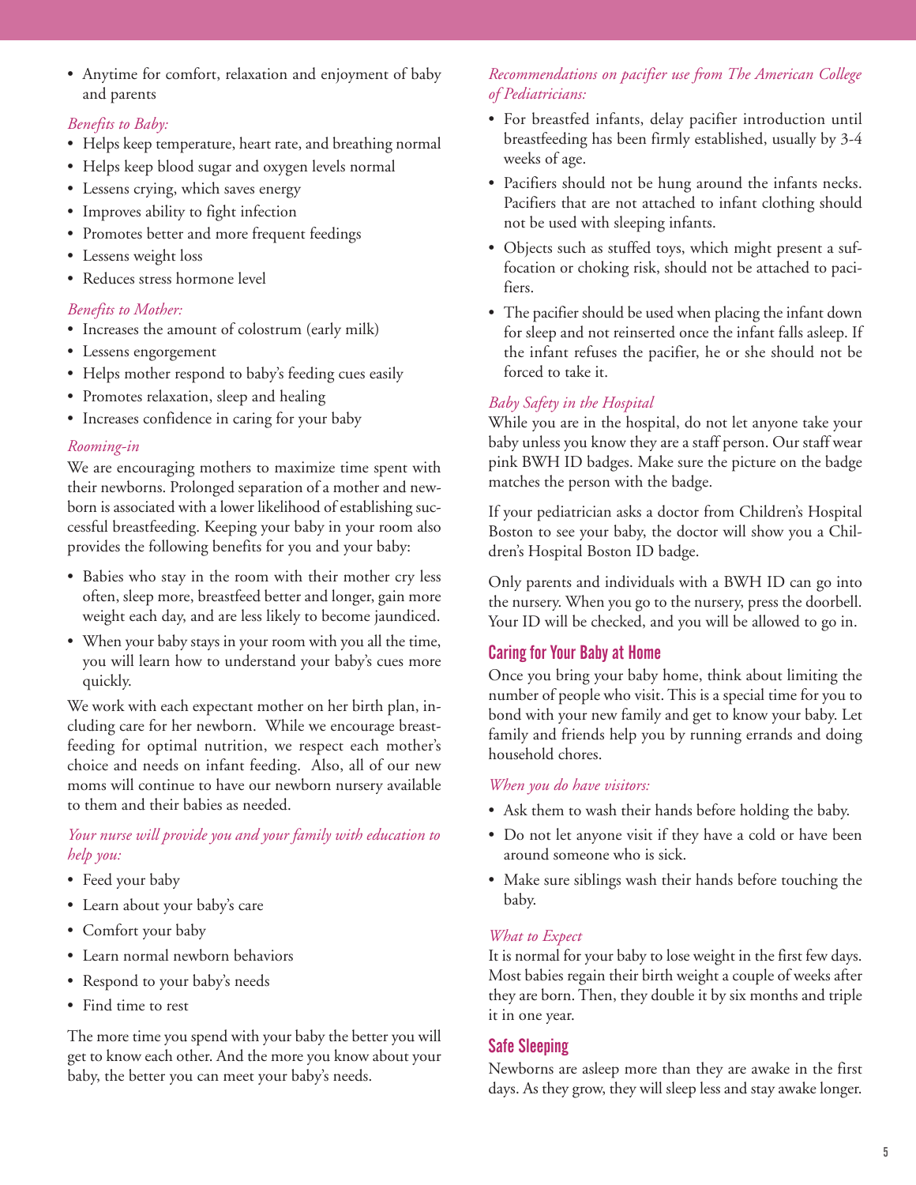- Anytime for comfort, relaxation and enjoyment of baby and parents

*Benefits to Baby:*

- Helps keep temperature, heart rate, and breathing normal
- Helps keep blood sugar and oxygen levels normal
- Lessens crying, which saves energy
- Improves ability to fight infection
- Promotes better and more frequent feedings
- Lessens weight loss
- Reduces stress hormone level

*Benefits to Mother:*

- Increases the amount of colostrum (early milk)
- Lessens engorgement
- Helps mother respond to baby's feeding cues easily
- Promotes relaxation, sleep and healing
- Increases confidence in caring for your baby

*Rooming-in*

We are encouraging mothers to maximize time spent with their newborns. Prolonged separation of a mother and newborn is associated with a lower likelihood of establishing successful breastfeeding. Keeping your baby in your room also provides the following benefits for you and your baby:

- Babies who stay in the room with their mother cry less often, sleep more, breastfeed better and longer, gain more weight each day, and are less likely to become jaundiced.
- When your baby stays in your room with you all the time, you will learn how to understand your baby's cues more quickly.

We work with each expectant mother on her birth plan, including care for her newborn. While we encourage breastfeeding for optimal nutrition, we respect each mother's choice and needs on infant feeding. Also, all of our new moms will continue to have our newborn nursery available to them and their babies as needed.

*Your nurse will provide you and your family with education to help you:*

- Feed your baby
- Learn about your baby's care
- Comfort your baby
- Learn normal newborn behaviors
- Respond to your baby's needs
- Find time to rest

The more time you spend with your baby the better you will get to know each other. And the more you know about your baby, the better you can meet your baby's needs.

*Recommendations on pacifier use from The American College of Pediatricians:*

- For breastfed infants, delay pacifier introduction until breastfeeding has been firmly established, usually by 3-4 weeks of age.
- Pacifiers should not be hung around the infants necks. Pacifiers that are not attached to infant clothing should not be used with sleeping infants.
- Objects such as stuffed toys, which might present a suffocation or choking risk, should not be attached to pacifiers.
- The pacifier should be used when placing the infant down for sleep and not reinserted once the infant falls asleep. If the infant refuses the pacifier, he or she should not be forced to take it.

*Baby Safety in the Hospital*

While you are in the hospital, do not let anyone take your baby unless you know they are a staff person. Our staff wear pink BWH ID badges. Make sure the picture on the badge matches the person with the badge.

If your pediatrician asks a doctor from Children's Hospital Boston to see your baby, the doctor will show you a Children's Hospital Boston ID badge.

Only parents and individuals with a BWH ID can go into the nursery. When you go to the nursery, press the doorbell. Your ID will be checked, and you will be allowed to go in.

## Caring for Your Baby at Home

Once you bring your baby home, think about limiting the number of people who visit. This is a special time for you to bond with your new family and get to know your baby. Let family and friends help you by running errands and doing household chores.

*When you do have visitors:*

- Ask them to wash their hands before holding the baby.
- Do not let anyone visit if they have a cold or have been around someone who is sick.
- Make sure siblings wash their hands before touching the baby.

*What to Expect*

It is normal for your baby to lose weight in the first few days. Most babies regain their birth weight a couple of weeks after they are born. Then, they double it by six months and triple it in one year.

## Safe Sleeping

Newborns are asleep more than they are awake in the first days. As they grow, they will sleep less and stay awake longer.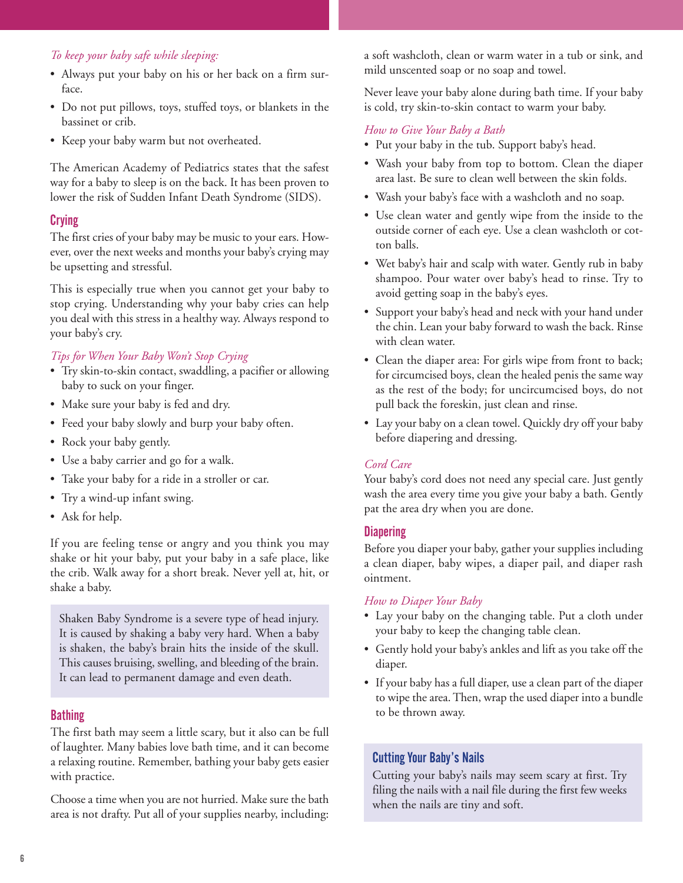*To keep your baby safe while sleeping:*

- Always put your baby on his or her back on a firm surface.
- Do not put pillows, toys, stuffed toys, or blankets in the bassinet or crib.
- Keep your baby warm but not overheated.

The American Academy of Pediatrics states that the safest way for a baby to sleep is on the back. It has been proven to lower the risk of Sudden Infant Death Syndrome (SIDS).

## Crying

The first cries of your baby may be music to your ears. However, over the next weeks and months your baby's crying may be upsetting and stressful.

This is especially true when you cannot get your baby to stop crying. Understanding why your baby cries can help you deal with this stress in a healthy way. Always respond to your baby's cry.

*Tips for When Your Baby Won't Stop Crying*

- Try skin-to-skin contact, swaddling, a pacifier or allowing baby to suck on your finger.
- Make sure your baby is fed and dry.
- Feed your baby slowly and burp your baby often.
- Rock your baby gently.
- Use a baby carrier and go for a walk.
- Take your baby for a ride in a stroller or car.
- Try a wind-up infant swing.
- Ask for help.

If you are feeling tense or angry and you think you may shake or hit your baby, put your baby in a safe place, like the crib. Walk away for a short break. Never yell at, hit, or shake a baby.

> Shaken Baby Syndrome is a severe type of head injury. It is caused by shaking a baby very hard. When a baby is shaken, the baby's brain hits the inside of the skull. This causes bruising, swelling, and bleeding of the brain. It can lead to permanent damage and even death.

## Bathing

The first bath may seem a little scary, but it also can be full of laughter. Many babies love bath time, and it can become a relaxing routine. Remember, bathing your baby gets easier with practice.

Choose a time when you are not hurried. Make sure the bath area is not drafty. Put all of your supplies nearby, including: a soft washcloth, clean or warm water in a tub or sink, and mild unscented soap or no soap and towel.

Never leave your baby alone during bath time. If your baby is cold, try skin-to-skin contact to warm your baby.

*How to Give Your Baby a Bath*

- Put your baby in the tub. Support baby's head.
- Wash your baby from top to bottom. Clean the diaper area last. Be sure to clean well between the skin folds.
- Wash your baby's face with a washcloth and no soap.
- Use clean water and gently wipe from the inside to the outside corner of each eye. Use a clean washcloth or cotton balls.
- Wet baby's hair and scalp with water. Gently rub in baby shampoo. Pour water over baby's head to rinse. Try to avoid getting soap in the baby's eyes.
- Support your baby's head and neck with your hand under the chin. Lean your baby forward to wash the back. Rinse with clean water.
- Clean the diaper area: For girls wipe from front to back; for circumcised boys, clean the healed penis the same way as the rest of the body; for uncircumcised boys, do not pull back the foreskin, just clean and rinse.
- Lay your baby on a clean towel. Quickly dry off your baby before diapering and dressing.

*Cord Care*

Your baby's cord does not need any special care. Just gently wash the area every time you give your baby a bath. Gently pat the area dry when you are done.

## Diapering

Before you diaper your baby, gather your supplies including a clean diaper, baby wipes, a diaper pail, and diaper rash ointment.

*How to Diaper Your Baby*

- Lay your baby on the changing table. Put a cloth under your baby to keep the changing table clean.
- Gently hold your baby's ankles and lift as you take off the diaper.
- If your baby has a full diaper, use a clean part of the diaper to wipe the area. Then, wrap the used diaper into a bundle to be thrown away.

### Cutting Your Baby's Nails

Cutting your baby's nails may seem scary at first. Try filing the nails with a nail file during the first few weeks when the nails are tiny and soft.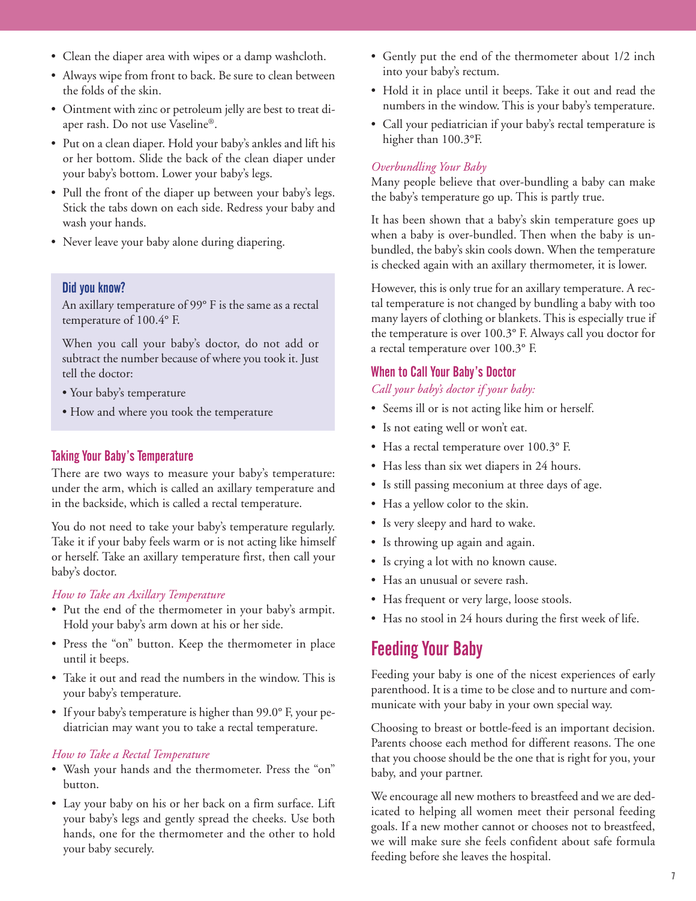- Clean the diaper area with wipes or a damp washcloth.
- Always wipe from front to back. Be sure to clean between the folds of the skin.
- Ointment with zinc or petroleum jelly are best to treat diaper rash. Do not use Vaseline®.
- Put on a clean diaper. Hold your baby's ankles and lift his or her bottom. Slide the back of the clean diaper under your baby's bottom. Lower your baby's legs.
- Pull the front of the diaper up between your baby's legs. Stick the tabs down on each side. Redress your baby and wash your hands.
- Never leave your baby alone during diapering.

### Did you know?

An axillary temperature of 99° F is the same as a rectal temperature of 100.4° F.

When you call your baby's doctor, do not add or subtract the number because of where you took it. Just tell the doctor:

- Your baby's temperature
- How and where you took the temperature

### Taking Your Baby's Temperature

There are two ways to measure your baby's temperature: under the arm, which is called an axillary temperature and in the backside, which is called a rectal temperature.

You do not need to take your baby's temperature regularly. Take it if your baby feels warm or is not acting like himself or herself. Take an axillary temperature first, then call your baby's doctor.

*How to Take an Axillary Temperature*

- Put the end of the thermometer in your baby's armpit. Hold your baby's arm down at his or her side.
- Press the "on" button. Keep the thermometer in place until it beeps.
- Take it out and read the numbers in the window. This is your baby's temperature.
- If your baby's temperature is higher than 99.0° F, your pediatrician may want you to take a rectal temperature.

*How to Take a Rectal Temperature*

- Wash your hands and the thermometer. Press the "on" button.
- Lay your baby on his or her back on a firm surface. Lift your baby's legs and gently spread the cheeks. Use both hands, one for the thermometer and the other to hold your baby securely.
- Gently put the end of the thermometer about 1/2 inch into your baby's rectum.
- Hold it in place until it beeps. Take it out and read the numbers in the window. This is your baby's temperature.
- Call your pediatrician if your baby's rectal temperature is higher than 100.3°F.

*Overbundling Your Baby*

Many people believe that over-bundling a baby can make the baby's temperature go up. This is partly true.

It has been shown that a baby's skin temperature goes up when a baby is over-bundled. Then when the baby is unbundled, the baby's skin cools down. When the temperature is checked again with an axillary thermometer, it is lower.

However, this is only true for an axillary temperature. A rectal temperature is not changed by bundling a baby with too many layers of clothing or blankets. This is especially true if the temperature is over 100.3° F. Always call you doctor for a rectal temperature over 100.3° F.

### When to Call Your Baby's Doctor

*Call your baby's doctor if your baby:*

- Seems ill or is not acting like him or herself.
- Is not eating well or won't eat.
- Has a rectal temperature over 100.3° F.
- Has less than six wet diapers in 24 hours.
- Is still passing meconium at three days of age.
- Has a yellow color to the skin.
- Is very sleepy and hard to wake.
- Is throwing up again and again.
- Is crying a lot with no known cause.
- Has an unusual or severe rash.
- Has frequent or very large, loose stools.
- Has no stool in 24 hours during the first week of life.

## Feeding Your Baby

Feeding your baby is one of the nicest experiences of early parenthood. It is a time to be close and to nurture and communicate with your baby in your own special way.

Choosing to breast or bottle-feed is an important decision. Parents choose each method for different reasons. The one that you choose should be the one that is right for you, your baby, and your partner.

We encourage all new mothers to breastfeed and we are dedicated to helping all women meet their personal feeding goals. If a new mother cannot or chooses not to breastfeed, we will make sure she feels confident about safe formula feeding before she leaves the hospital.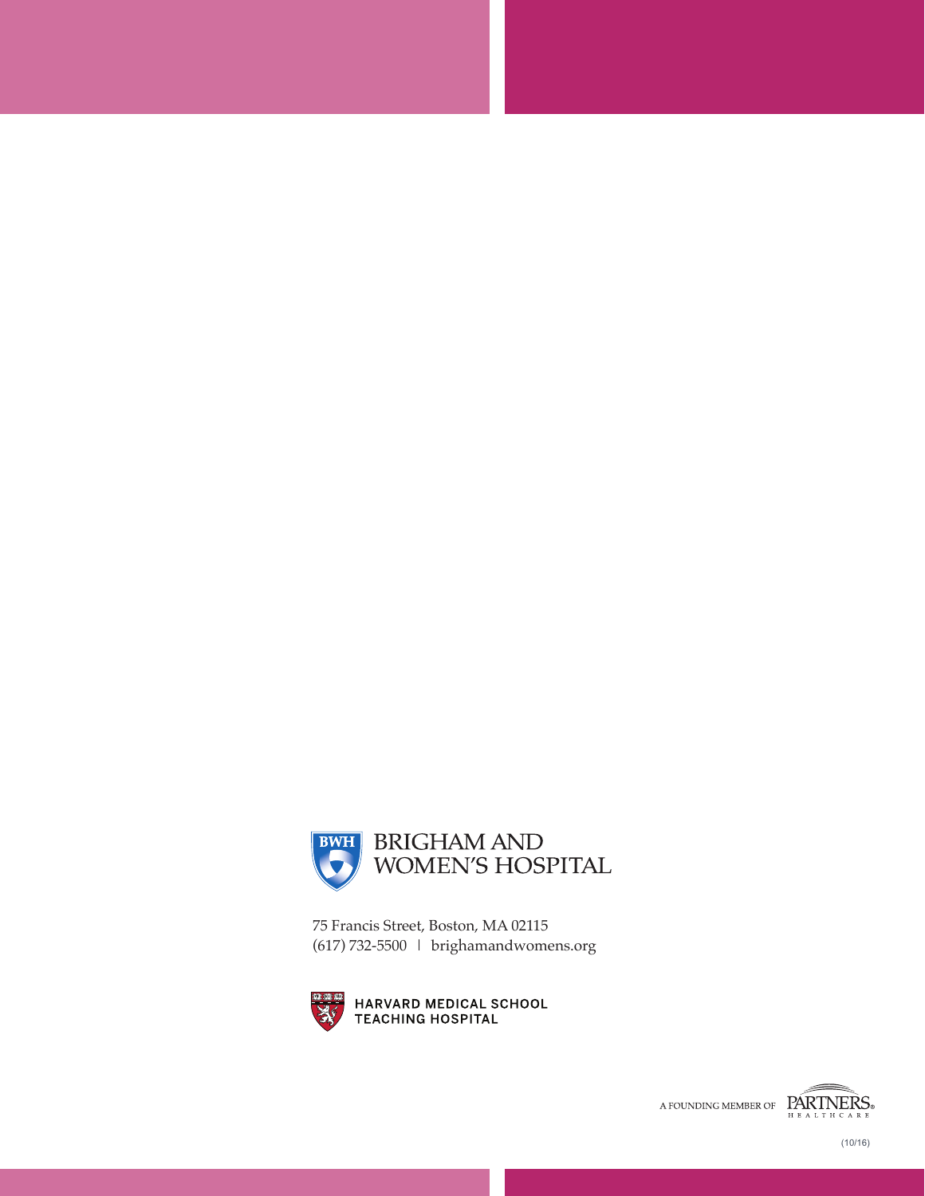BRIGHAM AND WOMEN'S HOSPITAL

75 Francis Street, Boston, MA 02115
(617) 732-5500 | brighamandwomens.org

HARVARD MEDICAL SCHOOL TEACHING HOSPITAL

A FOUNDING MEMBER OF PARTNERS HEALTHCARE

(10/16)